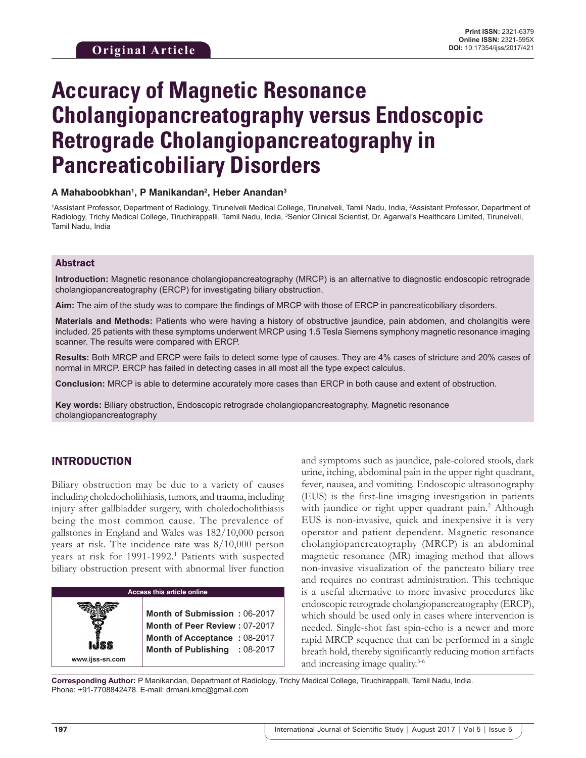Original Article

**Print ISSN:** 2321-6379
**Online ISSN:** 2321-595X
**DOI:** 10.17354/ijss/2017/421

# Accuracy of Magnetic Resonance Cholangiopancreatography versus Endoscopic Retrograde Cholangiopancreatography in Pancreaticobiliary Disorders

**A Mahaboobkhan[1], P Manikandan[2], Heber Anandan[3]**

[1]Assistant Professor, Department of Radiology, Tirunelveli Medical College, Tirunelveli, Tamil Nadu, India, [2]Assistant Professor, Department of Radiology, Trichy Medical College, Tiruchirappalli, Tamil Nadu, India, [3]Senior Clinical Scientist, Dr. Agarwal's Healthcare Limited, Tirunelveli, Tamil Nadu, India

## Abstract

**Introduction:** Magnetic resonance cholangiopancreatography (MRCP) is an alternative to diagnostic endoscopic retrograde cholangiopancreatography (ERCP) for investigating biliary obstruction.

**Aim:** The aim of the study was to compare the findings of MRCP with those of ERCP in pancreaticobiliary disorders.

**Materials and Methods:** Patients who were having a history of obstructive jaundice, pain abdomen, and cholangitis were included. 25 patients with these symptoms underwent MRCP using 1.5 Tesla Siemens symphony magnetic resonance imaging scanner. The results were compared with ERCP.

**Results:** Both MRCP and ERCP were fails to detect some type of causes. They are 4% cases of stricture and 20% cases of normal in MRCP. ERCP has failed in detecting cases in all most all the type expect calculus.

**Conclusion:** MRCP is able to determine accurately more cases than ERCP in both cause and extent of obstruction.

**Key words:** Biliary obstruction, Endoscopic retrograde cholangiopancreatography, Magnetic resonance cholangiopancreatography

## INTRODUCTION

Biliary obstruction may be due to a variety of causes including choledocholithiasis, tumors, and trauma, including injury after gallbladder surgery, with choledocholithiasis being the most common cause. The prevalence of gallstones in England and Wales was 182/10,000 person years at risk. The incidence rate was 8/10,000 person years at risk for 1991-1992.[1] Patients with suspected biliary obstruction present with abnormal liver function and symptoms such as jaundice, pale-colored stools, dark urine, itching, abdominal pain in the upper right quadrant, fever, nausea, and vomiting. Endoscopic ultrasonography (EUS) is the first-line imaging investigation in patients with jaundice or right upper quadrant pain.[2] Although EUS is non-invasive, quick and inexpensive it is very operator and patient dependent. Magnetic resonance cholangiopancreatography (MRCP) is an abdominal magnetic resonance (MR) imaging method that allows non-invasive visualization of the pancreato biliary tree and requires no contrast administration. This technique is a useful alternative to more invasive procedures like endoscopic retrograde cholangiopancreatography (ERCP), which should be used only in cases where intervention is needed. Single-shot fast spin-echo is a newer and more rapid MRCP sequence that can be performed in a single breath hold, thereby significantly reducing motion artifacts and increasing image quality.[3-6]

**Access this article online**

www.ijss-sn.com

**Month of Submission :** 06-2017
**Month of Peer Review :** 07-2017
**Month of Acceptance :** 08-2017
**Month of Publishing :** 08-2017

**Corresponding Author:** P Manikandan, Department of Radiology, Trichy Medical College, Tiruchirappalli, Tamil Nadu, India. Phone: +91-7708842478. E-mail: drmani.kmc@gmail.com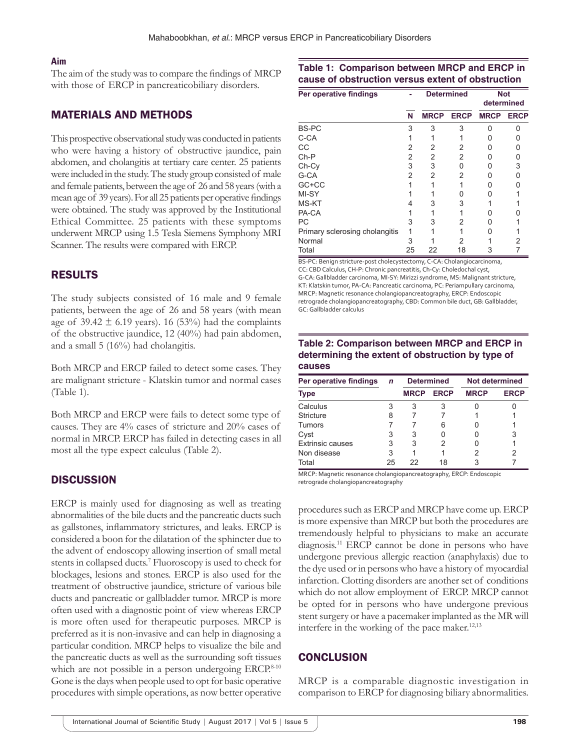## Aim

The aim of the study was to compare the findings of MRCP with those of ERCP in pancreaticobiliary disorders.

## MATERIALS AND METHODS

This prospective observational study was conducted in patients who were having a history of obstructive jaundice, pain abdomen, and cholangitis at tertiary care center. 25 patients were included in the study. The study group consisted of male and female patients, between the age of 26 and 58 years (with a mean age of 39 years). For all 25 patients per operative findings were obtained. The study was approved by the Institutional Ethical Committee. 25 patients with these symptoms underwent MRCP using 1.5 Tesla Siemens Symphony MRI Scanner. The results were compared with ERCP.

## RESULTS

The study subjects consisted of 16 male and 9 female patients, between the age of 26 and 58 years (with mean age of 39.42 ± 6.19 years). 16 (53%) had the complaints of the obstructive jaundice, 12 (40%) had pain abdomen, and a small 5 (16%) had cholangitis.

Both MRCP and ERCP failed to detect some cases. They are malignant stricture - Klatskin tumor and normal cases (Table 1).

Both MRCP and ERCP were fails to detect some type of causes. They are 4% cases of stricture and 20% cases of normal in MRCP. ERCP has failed in detecting cases in all most all the type expect calculus (Table 2).

**Table 1: Comparison between MRCP and ERCP in cause of obstruction versus extent of obstruction**

| Per operative findings | - | Determined | | Not determined | |
|---|---|---|---|---|---|
| | N | MRCP | ERCP | MRCP | ERCP |
| BS-PC | 3 | 3 | 3 | 0 | 0 |
| C-CA | 1 | 1 | 1 | 0 | 0 |
| CC | 2 | 2 | 2 | 0 | 0 |
| Ch-P | 2 | 2 | 2 | 0 | 0 |
| Ch-Cy | 3 | 3 | 0 | 0 | 3 |
| G-CA | 2 | 2 | 2 | 0 | 0 |
| GC+CC | 1 | 1 | 1 | 0 | 0 |
| MI-SY | 1 | 1 | 0 | 0 | 1 |
| MS-KT | 4 | 3 | 3 | 1 | 1 |
| PA-CA | 1 | 1 | 1 | 0 | 0 |
| PC | 3 | 3 | 2 | 0 | 1 |
| Primary sclerosing cholangitis | 1 | 1 | 1 | 0 | 1 |
| Normal | 3 | 1 | 2 | 1 | 2 |
| Total | 25 | 22 | 18 | 3 | 7 |

BS-PC: Benign stricture-post cholecystectomy, C-CA: Cholangiocarcinoma, CC: CBD Calculus, CH-P: Chronic pancreatitis, Ch-Cy: Choledochal cyst, G-CA: Gallbladder carcinoma, MI-SY: Mirizzi syndrome, MS: Malignant stricture, KT: Klatskin tumor, PA-CA: Pancreatic carcinoma, PC: Periampullary carcinoma, MRCP: Magnetic resonance cholangiopancreatography, ERCP: Endoscopic retrograde cholangiopancreatography, CBD: Common bile duct, GB: Gallbladder, GC: Gallbladder calculus

**Table 2: Comparison between MRCP and ERCP in determining the extent of obstruction by type of causes**

| Per operative findings | n | Determined | | Not determined | |
|---|---|---|---|---|---|
| Type | | MRCP | ERCP | MRCP | ERCP |
| Calculus | 3 | 3 | 3 | 0 | 0 |
| Stricture | 8 | 7 | 7 | 1 | 1 |
| Tumors | 7 | 7 | 6 | 0 | 1 |
| Cyst | 3 | 3 | 0 | 0 | 3 |
| Extrinsic causes | 3 | 3 | 2 | 0 | 1 |
| Non disease | 3 | 1 | 1 | 2 | 2 |
| Total | 25 | 22 | 18 | 3 | 7 |

MRCP: Magnetic resonance cholangiopancreatography, ERCP: Endoscopic retrograde cholangiopancreatography

## DISCUSSION

ERCP is mainly used for diagnosing as well as treating abnormalities of the bile ducts and the pancreatic ducts such as gallstones, inflammatory strictures, and leaks. ERCP is considered a boon for the dilatation of the sphincter due to the advent of endoscopy allowing insertion of small metal stents in collapsed ducts.[7] Fluoroscopy is used to check for blockages, lesions and stones. ERCP is also used for the treatment of obstructive jaundice, stricture of various bile ducts and pancreatic or gallbladder tumor. MRCP is more often used with a diagnostic point of view whereas ERCP is more often used for therapeutic purposes. MRCP is preferred as it is non-invasive and can help in diagnosing a particular condition. MRCP helps to visualize the bile and the pancreatic ducts as well as the surrounding soft tissues which are not possible in a person undergoing ERCP.[8-10] Gone is the days when people used to opt for basic operative procedures with simple operations, as now better operative procedures such as ERCP and MRCP have come up. ERCP is more expensive than MRCP but both the procedures are tremendously helpful to physicians to make an accurate diagnosis.[11] ERCP cannot be done in persons who have undergone previous allergic reaction (anaphylaxis) due to the dye used or in persons who have a history of myocardial infarction. Clotting disorders are another set of conditions which do not allow employment of ERCP. MRCP cannot be opted for in persons who have undergone previous stent surgery or have a pacemaker implanted as the MR will interfere in the working of the pace maker.[12,13]

## CONCLUSION

MRCP is a comparable diagnostic investigation in comparison to ERCP for diagnosing biliary abnormalities.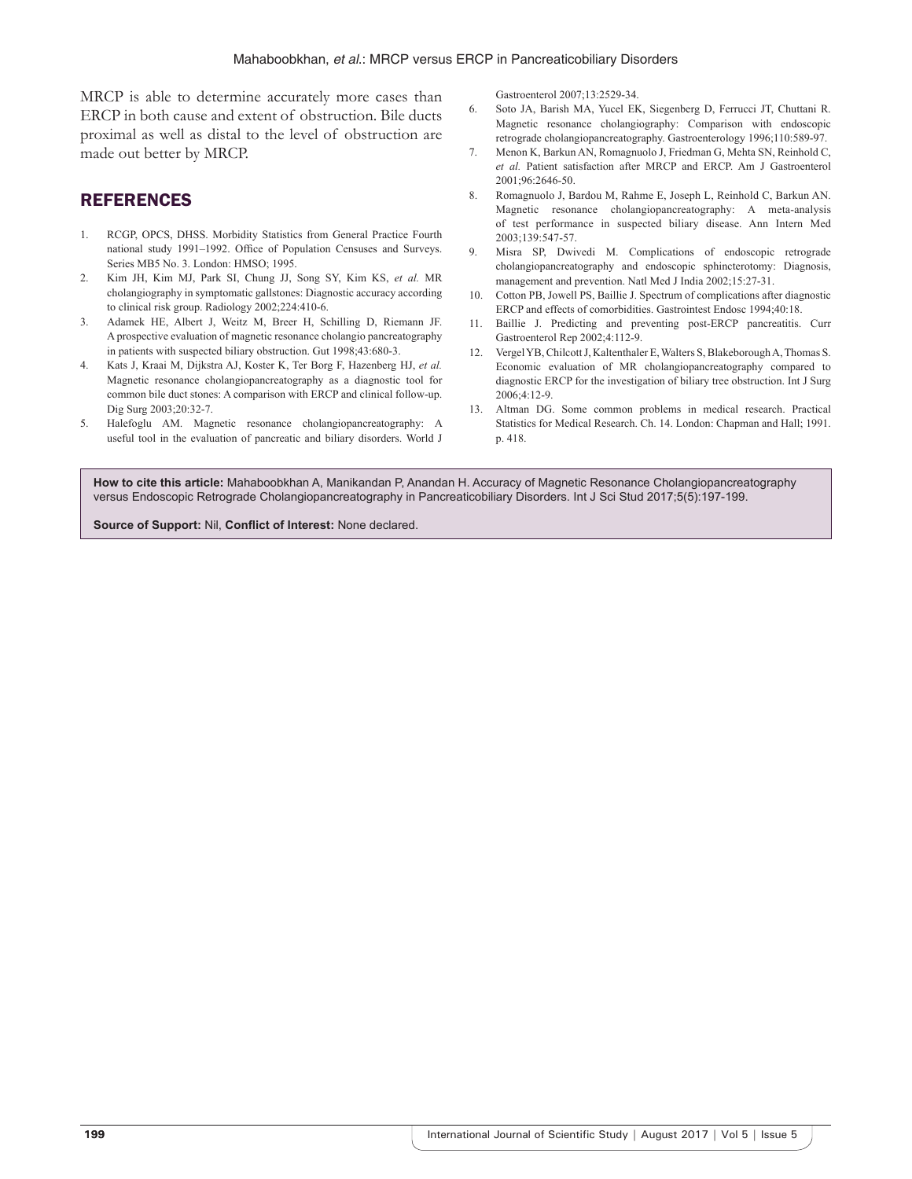MRCP is able to determine accurately more cases than ERCP in both cause and extent of obstruction. Bile ducts proximal as well as distal to the level of obstruction are made out better by MRCP.

## REFERENCES

1. RCGP, OPCS, DHSS. Morbidity Statistics from General Practice Fourth national study 1991–1992. Office of Population Censuses and Surveys. Series MB5 No. 3. London: HMSO; 1995.
2. Kim JH, Kim MJ, Park SI, Chung JJ, Song SY, Kim KS, *et al.* MR cholangiography in symptomatic gallstones: Diagnostic accuracy according to clinical risk group. Radiology 2002;224:410-6.
3. Adamek HE, Albert J, Weitz M, Breer H, Schilling D, Riemann JF. A prospective evaluation of magnetic resonance cholangio pancreatography in patients with suspected biliary obstruction. Gut 1998;43:680-3.
4. Kats J, Kraai M, Dijkstra AJ, Koster K, Ter Borg F, Hazenberg HJ, *et al.* Magnetic resonance cholangiopancreatography as a diagnostic tool for common bile duct stones: A comparison with ERCP and clinical follow-up. Dig Surg 2003;20:32-7.
5. Halefoglu AM. Magnetic resonance cholangiopancreatography: A useful tool in the evaluation of pancreatic and biliary disorders. World J Gastroenterol 2007;13:2529-34.
6. Soto JA, Barish MA, Yucel EK, Siegenberg D, Ferrucci JT, Chuttani R. Magnetic resonance cholangiography: Comparison with endoscopic retrograde cholangiopancreatography. Gastroenterology 1996;110:589-97.
7. Menon K, Barkun AN, Romagnuolo J, Friedman G, Mehta SN, Reinhold C, *et al.* Patient satisfaction after MRCP and ERCP. Am J Gastroenterol 2001;96:2646-50.
8. Romagnuolo J, Bardou M, Rahme E, Joseph L, Reinhold C, Barkun AN. Magnetic resonance cholangiopancreatography: A meta-analysis of test performance in suspected biliary disease. Ann Intern Med 2003;139:547-57.
9. Misra SP, Dwivedi M. Complications of endoscopic retrograde cholangiopancreatography and endoscopic sphincterotomy: Diagnosis, management and prevention. Natl Med J India 2002;15:27-31.
10. Cotton PB, Jowell PS, Baillie J. Spectrum of complications after diagnostic ERCP and effects of comorbidities. Gastrointest Endosc 1994;40:18.
11. Baillie J. Predicting and preventing post-ERCP pancreatitis. Curr Gastroenterol Rep 2002;4:112-9.
12. Vergel YB, Chilcott J, Kaltenthaler E, Walters S, Blakeborough A, Thomas S. Economic evaluation of MR cholangiopancreatography compared to diagnostic ERCP for the investigation of biliary tree obstruction. Int J Surg 2006;4:12-9.
13. Altman DG. Some common problems in medical research. Practical Statistics for Medical Research. Ch. 14. London: Chapman and Hall; 1991. p. 418.

**How to cite this article:** Mahaboobkhan A, Manikandan P, Anandan H. Accuracy of Magnetic Resonance Cholangiopancreatography versus Endoscopic Retrograde Cholangiopancreatography in Pancreaticobiliary Disorders. Int J Sci Stud 2017;5(5):197-199.

**Source of Support:** Nil, **Conflict of Interest:** None declared.